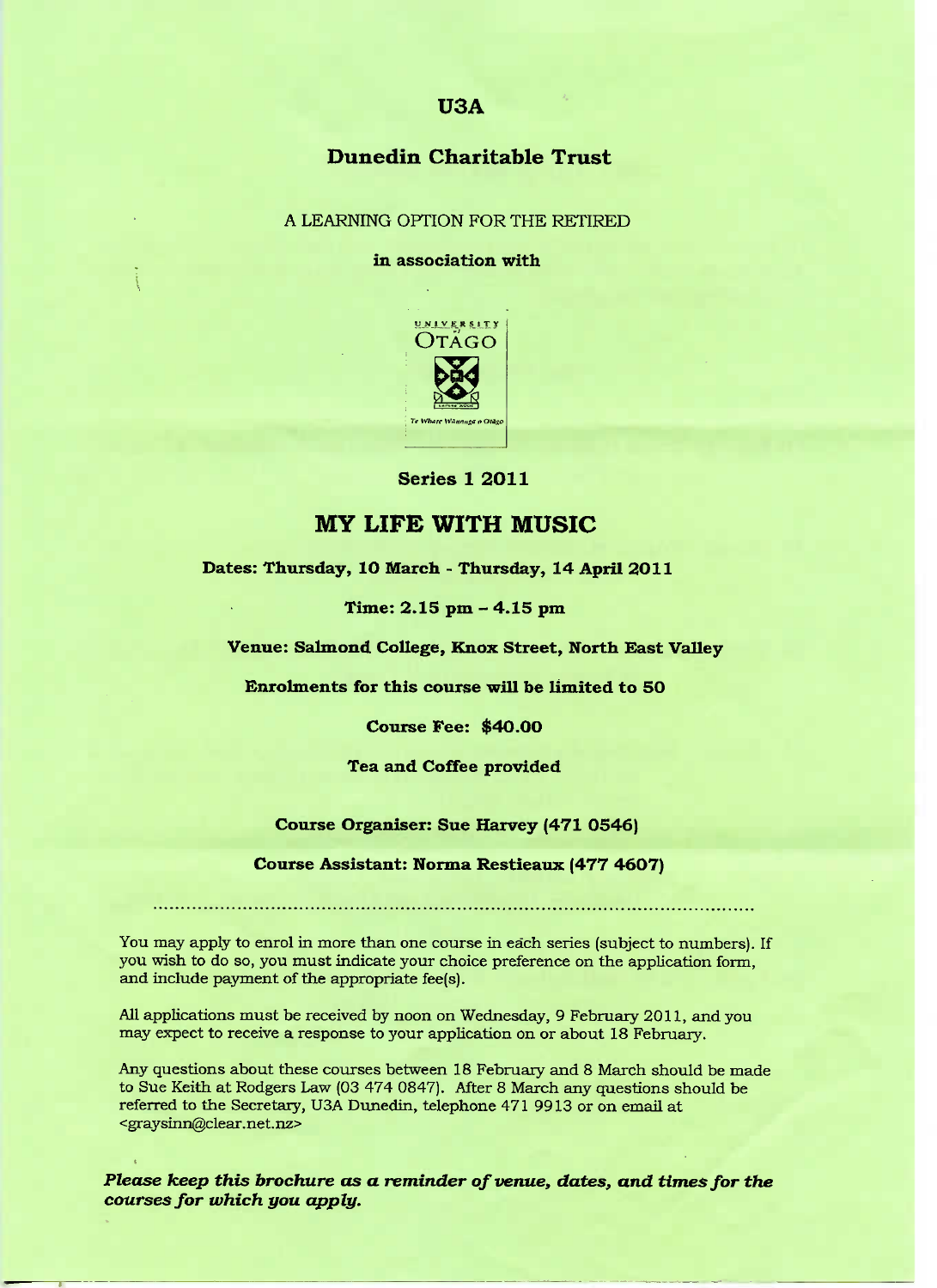# U3A

## Dunedin Charitable Trust

A LEARNING OPTION FOR THE RETIRED

**in association with**

UNIVERSITY OF OTAGO

Te Whare Wānanga o Otāgo

**Series 1 2011**

# MY LIFE WITH MUSIC

**Dates: Thursday, 10 March - Thursday, 14 April 2011**

**Time: 2.15 pm – 4.15 pm**

**Venue: Salmond College, Knox Street, North East Valley**

**Enrolments for this course will be limited to 50**

**Course Fee: $40.00**

**Tea and Coffee provided**

**Course Organiser: Sue Harvey (471 0546)**

**Course Assistant: Norma Restieaux (477 4607)**

---

You may apply to enrol in more than one course in each series (subject to numbers). If you wish to do so, you must indicate your choice preference on the application form, and include payment of the appropriate fee(s).

All applications must be received by noon on Wednesday, 9 February 2011, and you may expect to receive a response to your application on or about 18 February.

Any questions about these courses between 18 February and 8 March should be made to Sue Keith at Rodgers Law (03 474 0847). After 8 March any questions should be referred to the Secretary, U3A Dunedin, telephone 471 9913 or on email at <graysinn@clear.net.nz>

***Please keep this brochure as a reminder of venue, dates, and times for the courses for which you apply.***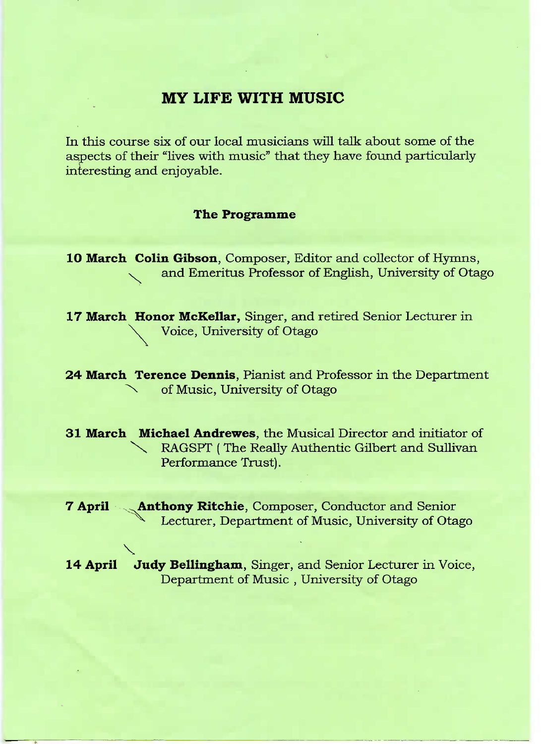# MY LIFE WITH MUSIC

In this course six of our local musicians will talk about some of the aspects of their "lives with music" that they have found particularly interesting and enjoyable.

## The Programme

**10 March** **Colin Gibson**, Composer, Editor and collector of Hymns, and Emeritus Professor of English, University of Otago

**17 March** **Honor McKellar,** Singer, and retired Senior Lecturer in Voice, University of Otago

**24 March** **Terence Dennis**, Pianist and Professor in the Department of Music, University of Otago

**31 March** **Michael Andrewes**, the Musical Director and initiator of RAGSPT ( The Really Authentic Gilbert and Sullivan Performance Trust).

**7 April** **Anthony Ritchie**, Composer, Conductor and Senior Lecturer, Department of Music, University of Otago

**14 April** **Judy Bellingham**, Singer, and Senior Lecturer in Voice, Department of Music , University of Otago